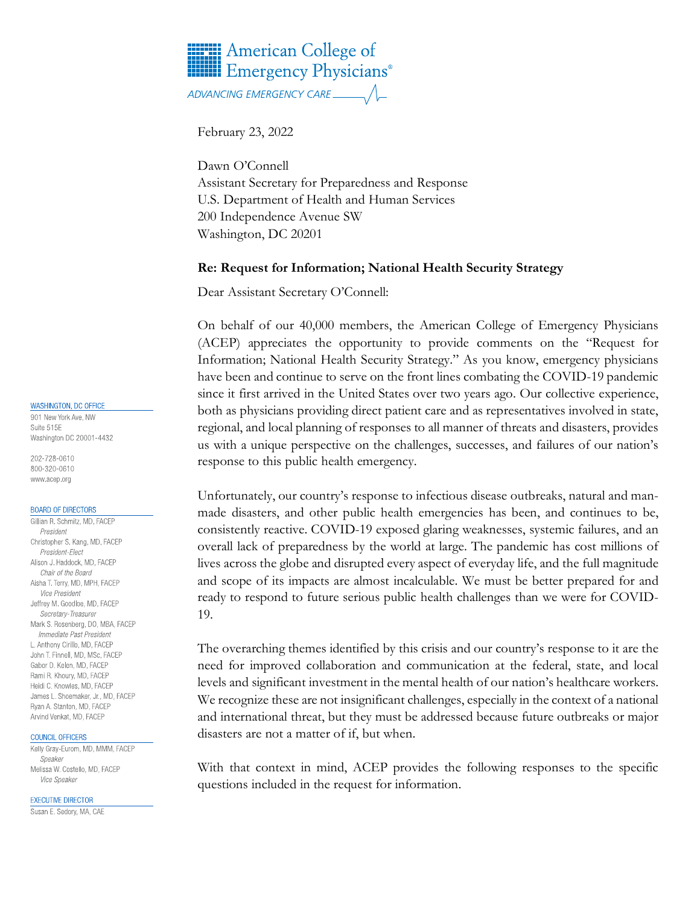American College of Emergency Physicians®
ADVANCING EMERGENCY CARE

February 23, 2022

Dawn O'Connell
Assistant Secretary for Preparedness and Response
U.S. Department of Health and Human Services
200 Independence Avenue SW
Washington, DC 20201

**Re: Request for Information; National Health Security Strategy**

Dear Assistant Secretary O'Connell:

On behalf of our 40,000 members, the American College of Emergency Physicians (ACEP) appreciates the opportunity to provide comments on the "Request for Information; National Health Security Strategy." As you know, emergency physicians have been and continue to serve on the front lines combating the COVID-19 pandemic since it first arrived in the United States over two years ago. Our collective experience, both as physicians providing direct patient care and as representatives involved in state, regional, and local planning of responses to all manner of threats and disasters, provides us with a unique perspective on the challenges, successes, and failures of our nation's response to this public health emergency.

Unfortunately, our country's response to infectious disease outbreaks, natural and man-made disasters, and other public health emergencies has been, and continues to be, consistently reactive. COVID-19 exposed glaring weaknesses, systemic failures, and an overall lack of preparedness by the world at large. The pandemic has cost millions of lives across the globe and disrupted every aspect of everyday life, and the full magnitude and scope of its impacts are almost incalculable. We must be better prepared for and ready to respond to future serious public health challenges than we were for COVID-19.

The overarching themes identified by this crisis and our country's response to it are the need for improved collaboration and communication at the federal, state, and local levels and significant investment in the mental health of our nation's healthcare workers. We recognize these are not insignificant challenges, especially in the context of a national and international threat, but they must be addressed because future outbreaks or major disasters are not a matter of if, but when.

With that context in mind, ACEP provides the following responses to the specific questions included in the request for information.

WASHINGTON, DC OFFICE
901 New York Ave, NW
Suite 515E
Washington DC 20001-4432

202-728-0610
800-320-0610
www.acep.org

BOARD OF DIRECTORS
Gillian R. Schmitz, MD, FACEP
*President*
Christopher S. Kang, MD, FACEP
*President-Elect*
Alison J. Haddock, MD, FACEP
*Chair of the Board*
Aisha T. Terry, MD, MPH, FACEP
*Vice President*
Jeffrey M. Goodloe, MD, FACEP
*Secretary-Treasurer*
Mark S. Rosenberg, DO, MBA, FACEP
*Immediate Past President*
L. Anthony Cirillo, MD, FACEP
John T. Finnell, MD, MSc, FACEP
Gabor D. Kelen, MD, FACEP
Rami R. Khoury, MD, FACEP
Heidi C. Knowles, MD, FACEP
James L. Shoemaker, Jr., MD, FACEP
Ryan A. Stanton, MD, FACEP
Arvind Venkat, MD, FACEP

COUNCIL OFFICERS
Kelly Gray-Eurom, MD, MMM, FACEP
*Speaker*
Melissa W. Costello, MD, FACEP
*Vice Speaker*

EXECUTIVE DIRECTOR
Susan E. Sedory, MA, CAE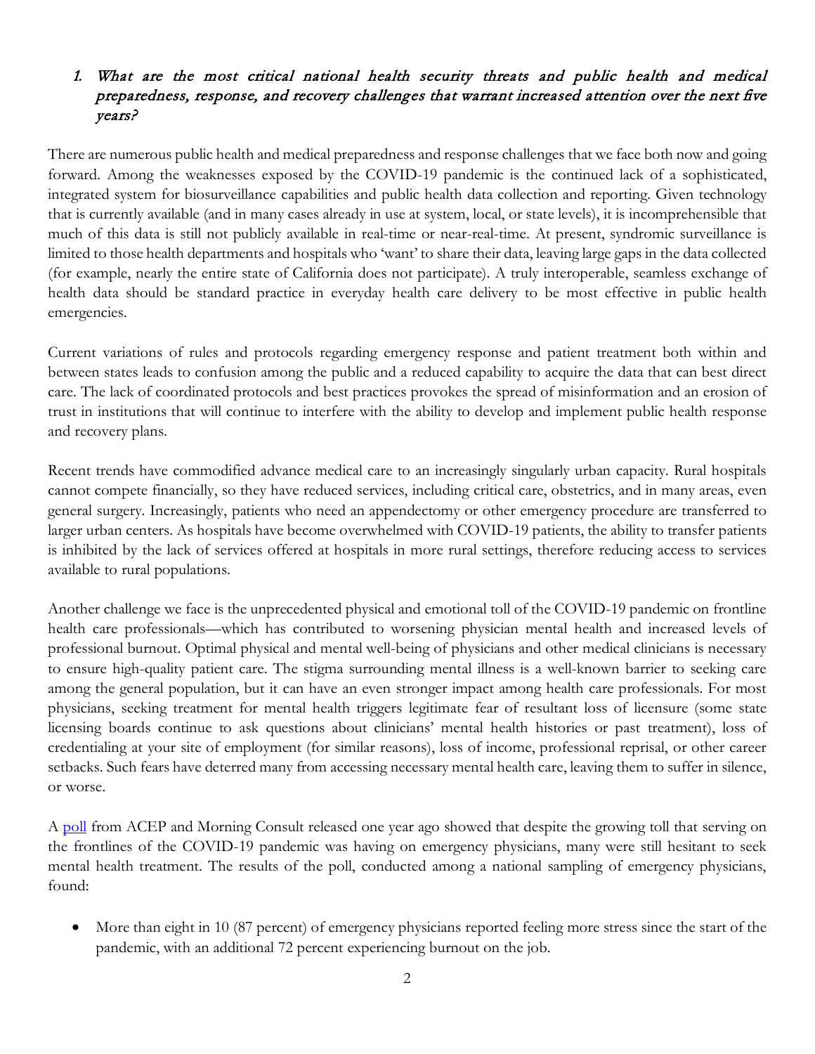1. *What are the most critical national health security threats and public health and medical preparedness, response, and recovery challenges that warrant increased attention over the next five years?*

There are numerous public health and medical preparedness and response challenges that we face both now and going forward. Among the weaknesses exposed by the COVID-19 pandemic is the continued lack of a sophisticated, integrated system for biosurveillance capabilities and public health data collection and reporting. Given technology that is currently available (and in many cases already in use at system, local, or state levels), it is incomprehensible that much of this data is still not publicly available in real-time or near-real-time. At present, syndromic surveillance is limited to those health departments and hospitals who 'want' to share their data, leaving large gaps in the data collected (for example, nearly the entire state of California does not participate). A truly interoperable, seamless exchange of health data should be standard practice in everyday health care delivery to be most effective in public health emergencies.

Current variations of rules and protocols regarding emergency response and patient treatment both within and between states leads to confusion among the public and a reduced capability to acquire the data that can best direct care. The lack of coordinated protocols and best practices provokes the spread of misinformation and an erosion of trust in institutions that will continue to interfere with the ability to develop and implement public health response and recovery plans.

Recent trends have commodified advance medical care to an increasingly singularly urban capacity. Rural hospitals cannot compete financially, so they have reduced services, including critical care, obstetrics, and in many areas, even general surgery. Increasingly, patients who need an appendectomy or other emergency procedure are transferred to larger urban centers. As hospitals have become overwhelmed with COVID-19 patients, the ability to transfer patients is inhibited by the lack of services offered at hospitals in more rural settings, therefore reducing access to services available to rural populations.

Another challenge we face is the unprecedented physical and emotional toll of the COVID-19 pandemic on frontline health care professionals—which has contributed to worsening physician mental health and increased levels of professional burnout. Optimal physical and mental well-being of physicians and other medical clinicians is necessary to ensure high-quality patient care. The stigma surrounding mental illness is a well-known barrier to seeking care among the general population, but it can have an even stronger impact among health care professionals. For most physicians, seeking treatment for mental health triggers legitimate fear of resultant loss of licensure (some state licensing boards continue to ask questions about clinicians' mental health histories or past treatment), loss of credentialing at your site of employment (for similar reasons), loss of income, professional reprisal, or other career setbacks. Such fears have deterred many from accessing necessary mental health care, leaving them to suffer in silence, or worse.

A poll from ACEP and Morning Consult released one year ago showed that despite the growing toll that serving on the frontlines of the COVID-19 pandemic was having on emergency physicians, many were still hesitant to seek mental health treatment. The results of the poll, conducted among a national sampling of emergency physicians, found:

- More than eight in 10 (87 percent) of emergency physicians reported feeling more stress since the start of the pandemic, with an additional 72 percent experiencing burnout on the job.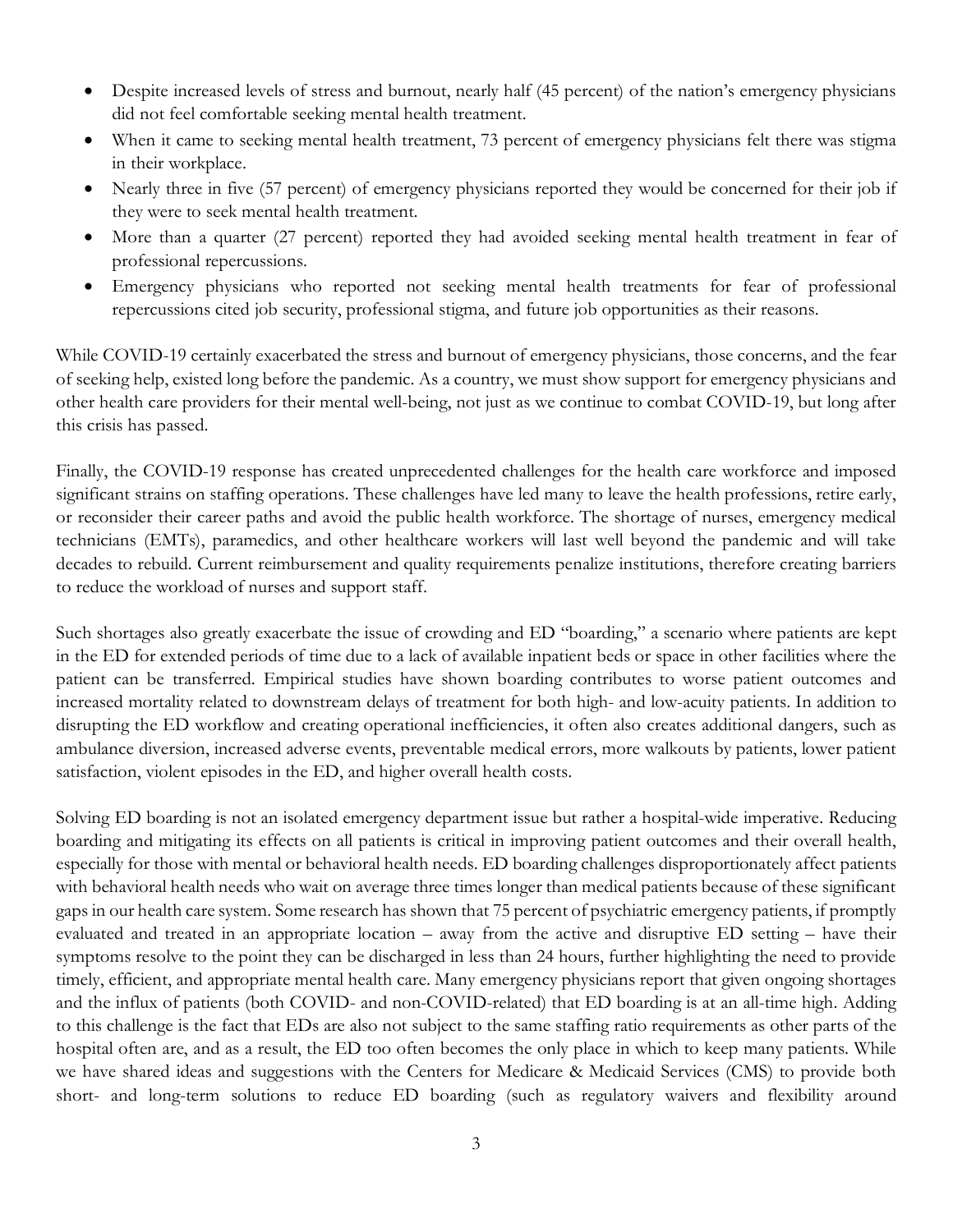- Despite increased levels of stress and burnout, nearly half (45 percent) of the nation's emergency physicians did not feel comfortable seeking mental health treatment.
- When it came to seeking mental health treatment, 73 percent of emergency physicians felt there was stigma in their workplace.
- Nearly three in five (57 percent) of emergency physicians reported they would be concerned for their job if they were to seek mental health treatment.
- More than a quarter (27 percent) reported they had avoided seeking mental health treatment in fear of professional repercussions.
- Emergency physicians who reported not seeking mental health treatments for fear of professional repercussions cited job security, professional stigma, and future job opportunities as their reasons.

While COVID-19 certainly exacerbated the stress and burnout of emergency physicians, those concerns, and the fear of seeking help, existed long before the pandemic. As a country, we must show support for emergency physicians and other health care providers for their mental well-being, not just as we continue to combat COVID-19, but long after this crisis has passed.

Finally, the COVID-19 response has created unprecedented challenges for the health care workforce and imposed significant strains on staffing operations. These challenges have led many to leave the health professions, retire early, or reconsider their career paths and avoid the public health workforce. The shortage of nurses, emergency medical technicians (EMTs), paramedics, and other healthcare workers will last well beyond the pandemic and will take decades to rebuild. Current reimbursement and quality requirements penalize institutions, therefore creating barriers to reduce the workload of nurses and support staff.

Such shortages also greatly exacerbate the issue of crowding and ED "boarding," a scenario where patients are kept in the ED for extended periods of time due to a lack of available inpatient beds or space in other facilities where the patient can be transferred. Empirical studies have shown boarding contributes to worse patient outcomes and increased mortality related to downstream delays of treatment for both high- and low-acuity patients. In addition to disrupting the ED workflow and creating operational inefficiencies, it often also creates additional dangers, such as ambulance diversion, increased adverse events, preventable medical errors, more walkouts by patients, lower patient satisfaction, violent episodes in the ED, and higher overall health costs.

Solving ED boarding is not an isolated emergency department issue but rather a hospital-wide imperative. Reducing boarding and mitigating its effects on all patients is critical in improving patient outcomes and their overall health, especially for those with mental or behavioral health needs. ED boarding challenges disproportionately affect patients with behavioral health needs who wait on average three times longer than medical patients because of these significant gaps in our health care system. Some research has shown that 75 percent of psychiatric emergency patients, if promptly evaluated and treated in an appropriate location – away from the active and disruptive ED setting – have their symptoms resolve to the point they can be discharged in less than 24 hours, further highlighting the need to provide timely, efficient, and appropriate mental health care. Many emergency physicians report that given ongoing shortages and the influx of patients (both COVID- and non-COVID-related) that ED boarding is at an all-time high. Adding to this challenge is the fact that EDs are also not subject to the same staffing ratio requirements as other parts of the hospital often are, and as a result, the ED too often becomes the only place in which to keep many patients. While we have shared ideas and suggestions with the Centers for Medicare & Medicaid Services (CMS) to provide both short- and long-term solutions to reduce ED boarding (such as regulatory waivers and flexibility around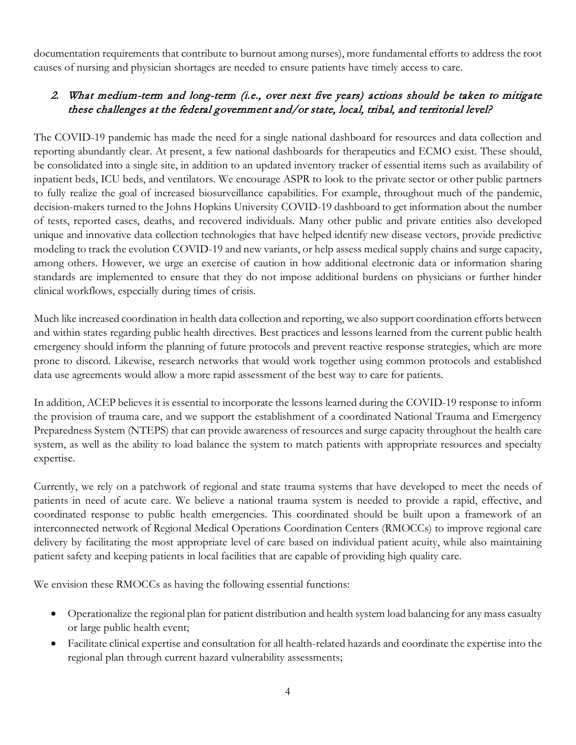documentation requirements that contribute to burnout among nurses), more fundamental efforts to address the root causes of nursing and physician shortages are needed to ensure patients have timely access to care.

## *2. What medium-term and long-term (i.e., over next five years) actions should be taken to mitigate these challenges at the federal government and/or state, local, tribal, and territorial level?*

The COVID-19 pandemic has made the need for a single national dashboard for resources and data collection and reporting abundantly clear. At present, a few national dashboards for therapeutics and ECMO exist. These should, be consolidated into a single site, in addition to an updated inventory tracker of essential items such as availability of inpatient beds, ICU beds, and ventilators. We encourage ASPR to look to the private sector or other public partners to fully realize the goal of increased biosurveillance capabilities. For example, throughout much of the pandemic, decision-makers turned to the Johns Hopkins University COVID-19 dashboard to get information about the number of tests, reported cases, deaths, and recovered individuals. Many other public and private entities also developed unique and innovative data collection technologies that have helped identify new disease vectors, provide predictive modeling to track the evolution COVID-19 and new variants, or help assess medical supply chains and surge capacity, among others. However, we urge an exercise of caution in how additional electronic data or information sharing standards are implemented to ensure that they do not impose additional burdens on physicians or further hinder clinical workflows, especially during times of crisis.

Much like increased coordination in health data collection and reporting, we also support coordination efforts between and within states regarding public health directives. Best practices and lessons learned from the current public health emergency should inform the planning of future protocols and prevent reactive response strategies, which are more prone to discord. Likewise, research networks that would work together using common protocols and established data use agreements would allow a more rapid assessment of the best way to care for patients.

In addition, ACEP believes it is essential to incorporate the lessons learned during the COVID-19 response to inform the provision of trauma care, and we support the establishment of a coordinated National Trauma and Emergency Preparedness System (NTEPS) that can provide awareness of resources and surge capacity throughout the health care system, as well as the ability to load balance the system to match patients with appropriate resources and specialty expertise.

Currently, we rely on a patchwork of regional and state trauma systems that have developed to meet the needs of patients in need of acute care. We believe a national trauma system is needed to provide a rapid, effective, and coordinated response to public health emergencies. This coordinated should be built upon a framework of an interconnected network of Regional Medical Operations Coordination Centers (RMOCCs) to improve regional care delivery by facilitating the most appropriate level of care based on individual patient acuity, while also maintaining patient safety and keeping patients in local facilities that are capable of providing high quality care.

We envision these RMOCCs as having the following essential functions:

- Operationalize the regional plan for patient distribution and health system load balancing for any mass casualty or large public health event;
- Facilitate clinical expertise and consultation for all health-related hazards and coordinate the expertise into the regional plan through current hazard vulnerability assessments;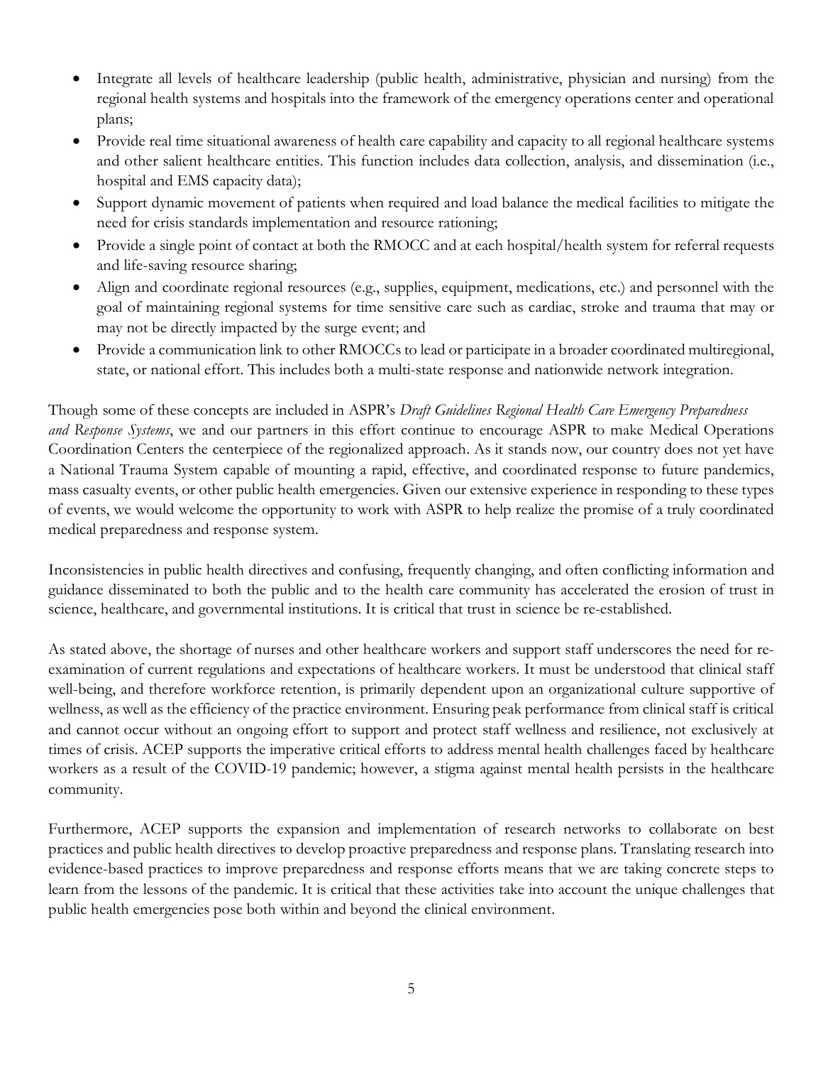- Integrate all levels of healthcare leadership (public health, administrative, physician and nursing) from the regional health systems and hospitals into the framework of the emergency operations center and operational plans;
- Provide real time situational awareness of health care capability and capacity to all regional healthcare systems and other salient healthcare entities. This function includes data collection, analysis, and dissemination (i.e., hospital and EMS capacity data);
- Support dynamic movement of patients when required and load balance the medical facilities to mitigate the need for crisis standards implementation and resource rationing;
- Provide a single point of contact at both the RMOCC and at each hospital/health system for referral requests and life-saving resource sharing;
- Align and coordinate regional resources (e.g., supplies, equipment, medications, etc.) and personnel with the goal of maintaining regional systems for time sensitive care such as cardiac, stroke and trauma that may or may not be directly impacted by the surge event; and
- Provide a communication link to other RMOCCs to lead or participate in a broader coordinated multiregional, state, or national effort. This includes both a multi-state response and nationwide network integration.

Though some of these concepts are included in ASPR's *Draft Guidelines Regional Health Care Emergency Preparedness and Response Systems*, we and our partners in this effort continue to encourage ASPR to make Medical Operations Coordination Centers the centerpiece of the regionalized approach. As it stands now, our country does not yet have a National Trauma System capable of mounting a rapid, effective, and coordinated response to future pandemics, mass casualty events, or other public health emergencies. Given our extensive experience in responding to these types of events, we would welcome the opportunity to work with ASPR to help realize the promise of a truly coordinated medical preparedness and response system.

Inconsistencies in public health directives and confusing, frequently changing, and often conflicting information and guidance disseminated to both the public and to the health care community has accelerated the erosion of trust in science, healthcare, and governmental institutions. It is critical that trust in science be re-established.

As stated above, the shortage of nurses and other healthcare workers and support staff underscores the need for re-examination of current regulations and expectations of healthcare workers. It must be understood that clinical staff well-being, and therefore workforce retention, is primarily dependent upon an organizational culture supportive of wellness, as well as the efficiency of the practice environment. Ensuring peak performance from clinical staff is critical and cannot occur without an ongoing effort to support and protect staff wellness and resilience, not exclusively at times of crisis. ACEP supports the imperative critical efforts to address mental health challenges faced by healthcare workers as a result of the COVID-19 pandemic; however, a stigma against mental health persists in the healthcare community.

Furthermore, ACEP supports the expansion and implementation of research networks to collaborate on best practices and public health directives to develop proactive preparedness and response plans. Translating research into evidence-based practices to improve preparedness and response efforts means that we are taking concrete steps to learn from the lessons of the pandemic. It is critical that these activities take into account the unique challenges that public health emergencies pose both within and beyond the clinical environment.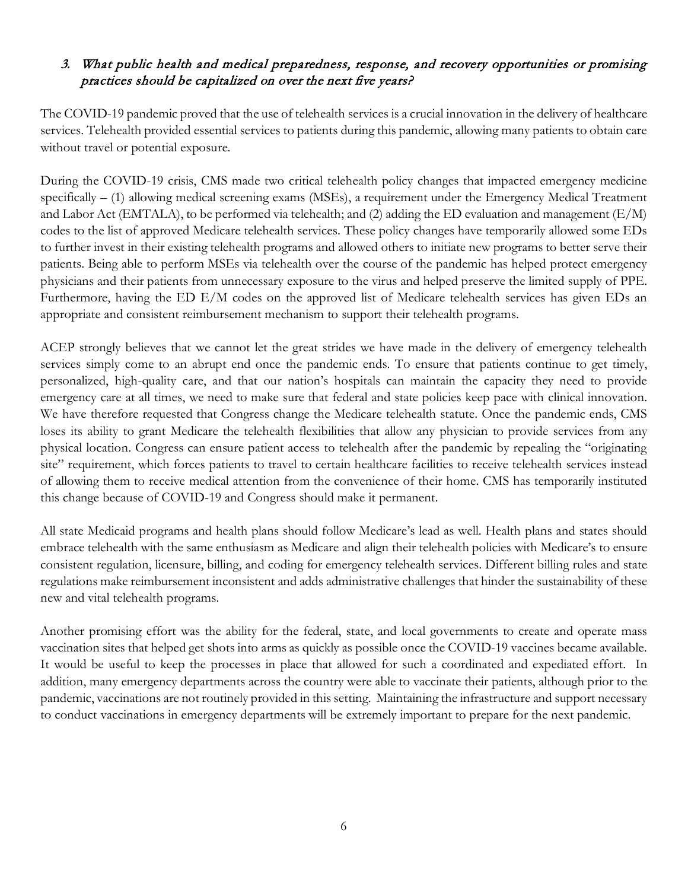### *3. What public health and medical preparedness, response, and recovery opportunities or promising practices should be capitalized on over the next five years?*

The COVID-19 pandemic proved that the use of telehealth services is a crucial innovation in the delivery of healthcare services. Telehealth provided essential services to patients during this pandemic, allowing many patients to obtain care without travel or potential exposure.

During the COVID-19 crisis, CMS made two critical telehealth policy changes that impacted emergency medicine specifically – (1) allowing medical screening exams (MSEs), a requirement under the Emergency Medical Treatment and Labor Act (EMTALA), to be performed via telehealth; and (2) adding the ED evaluation and management (E/M) codes to the list of approved Medicare telehealth services. These policy changes have temporarily allowed some EDs to further invest in their existing telehealth programs and allowed others to initiate new programs to better serve their patients. Being able to perform MSEs via telehealth over the course of the pandemic has helped protect emergency physicians and their patients from unnecessary exposure to the virus and helped preserve the limited supply of PPE. Furthermore, having the ED E/M codes on the approved list of Medicare telehealth services has given EDs an appropriate and consistent reimbursement mechanism to support their telehealth programs.

ACEP strongly believes that we cannot let the great strides we have made in the delivery of emergency telehealth services simply come to an abrupt end once the pandemic ends. To ensure that patients continue to get timely, personalized, high-quality care, and that our nation's hospitals can maintain the capacity they need to provide emergency care at all times, we need to make sure that federal and state policies keep pace with clinical innovation. We have therefore requested that Congress change the Medicare telehealth statute. Once the pandemic ends, CMS loses its ability to grant Medicare the telehealth flexibilities that allow any physician to provide services from any physical location. Congress can ensure patient access to telehealth after the pandemic by repealing the "originating site" requirement, which forces patients to travel to certain healthcare facilities to receive telehealth services instead of allowing them to receive medical attention from the convenience of their home. CMS has temporarily instituted this change because of COVID-19 and Congress should make it permanent.

All state Medicaid programs and health plans should follow Medicare's lead as well. Health plans and states should embrace telehealth with the same enthusiasm as Medicare and align their telehealth policies with Medicare's to ensure consistent regulation, licensure, billing, and coding for emergency telehealth services. Different billing rules and state regulations make reimbursement inconsistent and adds administrative challenges that hinder the sustainability of these new and vital telehealth programs.

Another promising effort was the ability for the federal, state, and local governments to create and operate mass vaccination sites that helped get shots into arms as quickly as possible once the COVID-19 vaccines became available. It would be useful to keep the processes in place that allowed for such a coordinated and expedited effort. In addition, many emergency departments across the country were able to vaccinate their patients, although prior to the pandemic, vaccinations are not routinely provided in this setting. Maintaining the infrastructure and support necessary to conduct vaccinations in emergency departments will be extremely important to prepare for the next pandemic.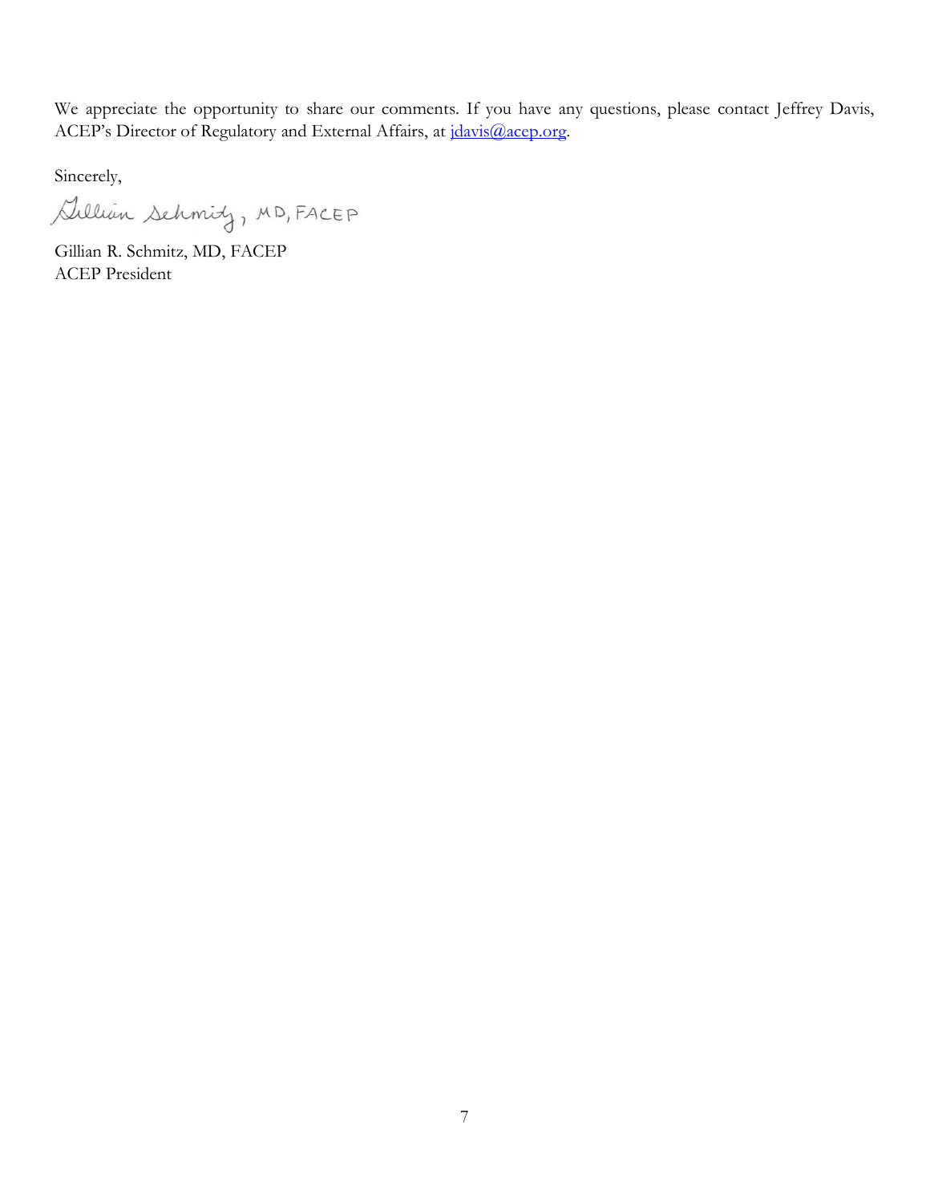We appreciate the opportunity to share our comments. If you have any questions, please contact Jeffrey Davis, ACEP's Director of Regulatory and External Affairs, at [jdavis@acep.org](mailto:jdavis@acep.org).

Sincerely,

Gillian Schmitz, MD, FACEP

Gillian R. Schmitz, MD, FACEP  
ACEP President